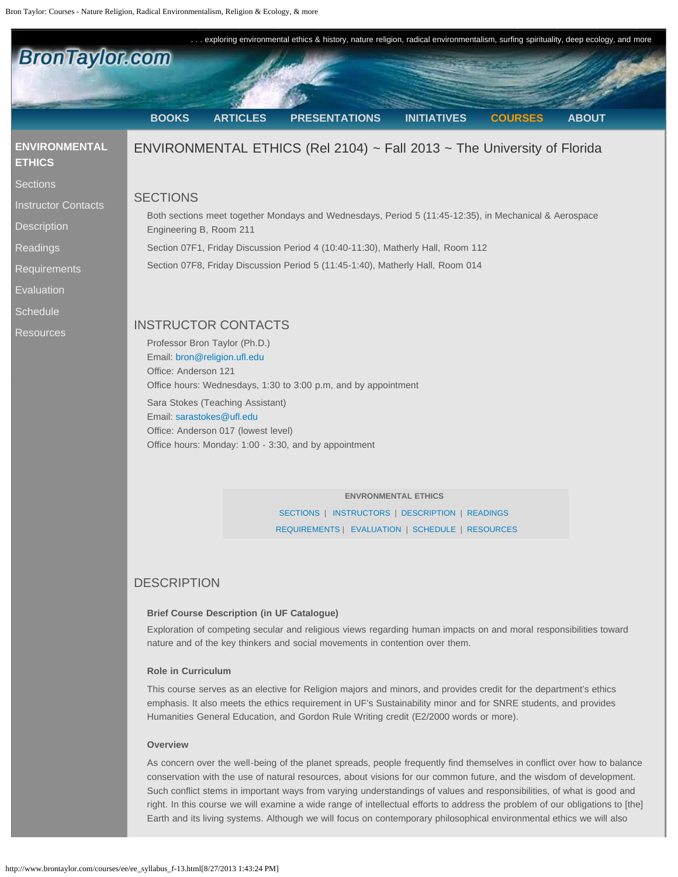. . . exploring environmental ethics & history, nature religion, radical environmentalism, surfing spirituality, deep ecology, and more

BronTaylor.com

BOOKS | ARTICLES | PRESENTATIONS | INITIATIVES | COURSES | ABOUT

**ENVIRONMENTAL ETHICS**

- Sections
- Instructor Contacts
- Description
- Readings
- Requirements
- Evaluation
- Schedule
- Resources

# ENVIRONMENTAL ETHICS (Rel 2104) ~ Fall 2013 ~ The University of Florida

## SECTIONS

Both sections meet together Mondays and Wednesdays, Period 5 (11:45-12:35), in Mechanical & Aerospace Engineering B, Room 211

Section 07F1, Friday Discussion Period 4 (10:40-11:30), Matherly Hall, Room 112

Section 07F8, Friday Discussion Period 5 (11:45-1:40), Matherly Hall, Room 014

## INSTRUCTOR CONTACTS

Professor Bron Taylor (Ph.D.)
Email: bron@religion.ufl.edu
Office: Anderson 121
Office hours: Wednesdays, 1:30 to 3:00 p.m, and by appointment

Sara Stokes (Teaching Assistant)
Email: sarastokes@ufl.edu
Office: Anderson 017 (lowest level)
Office hours: Monday: 1:00 - 3:30, and by appointment

**ENVRONMENTAL ETHICS**

SECTIONS | INSTRUCTORS | DESCRIPTION | READINGS
REQUIREMENTS | EVALUATION | SCHEDULE | RESOURCES

## DESCRIPTION

**Brief Course Description (in UF Catalogue)**

Exploration of competing secular and religious views regarding human impacts on and moral responsibilities toward nature and of the key thinkers and social movements in contention over them.

**Role in Curriculum**

This course serves as an elective for Religion majors and minors, and provides credit for the department's ethics emphasis. It also meets the ethics requirement in UF's Sustainability minor and for SNRE students, and provides Humanities General Education, and Gordon Rule Writing credit (E2/2000 words or more).

**Overview**

As concern over the well-being of the planet spreads, people frequently find themselves in conflict over how to balance conservation with the use of natural resources, about visions for our common future, and the wisdom of development. Such conflict stems in important ways from varying understandings of values and responsibilities, of what is good and right. In this course we will examine a wide range of intellectual efforts to address the problem of our obligations to [the] Earth and its living systems. Although we will focus on contemporary philosophical environmental ethics we will also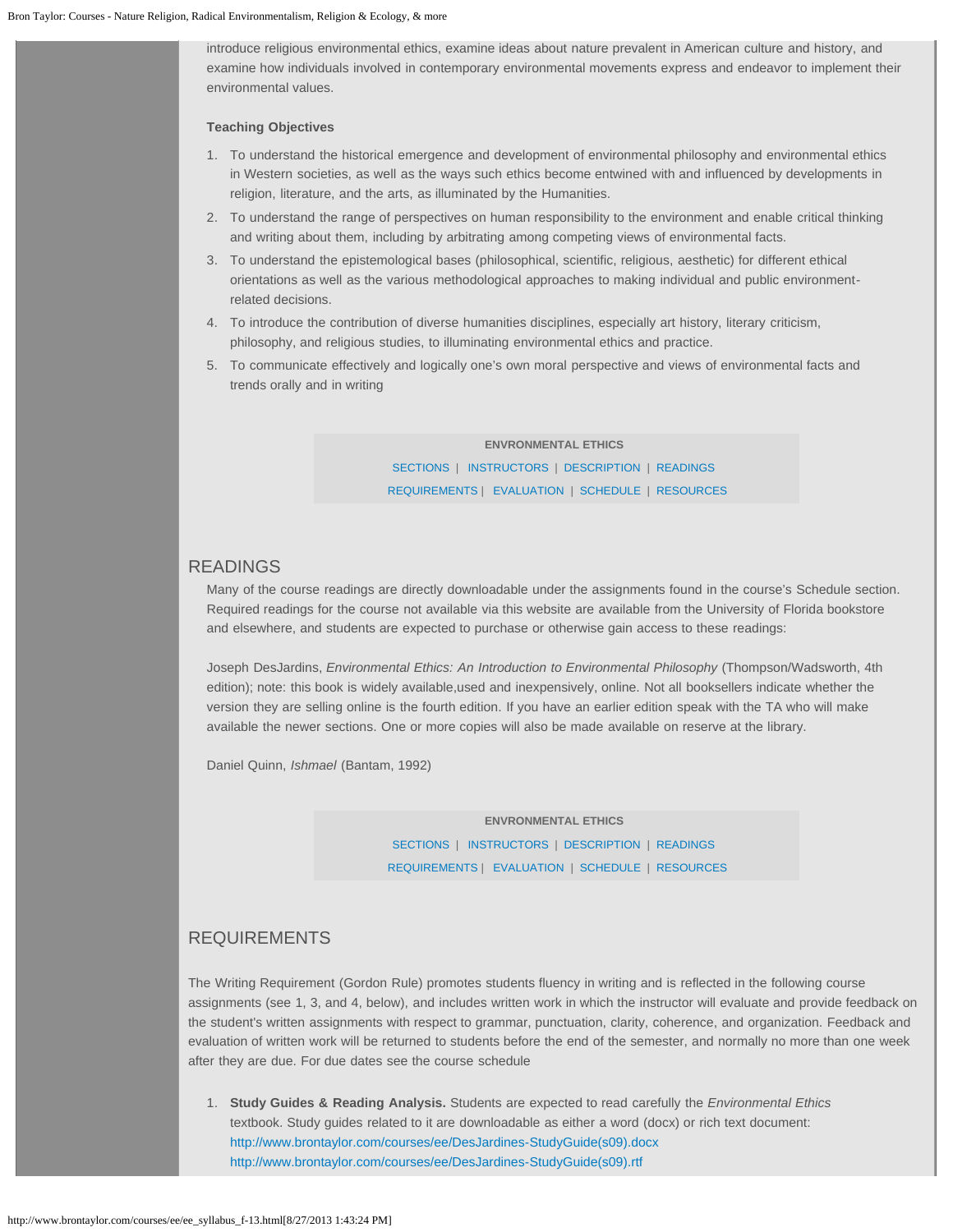introduce religious environmental ethics, examine ideas about nature prevalent in American culture and history, and examine how individuals involved in contemporary environmental movements express and endeavor to implement their environmental values.

**Teaching Objectives**

1. To understand the historical emergence and development of environmental philosophy and environmental ethics in Western societies, as well as the ways such ethics become entwined with and influenced by developments in religion, literature, and the arts, as illuminated by the Humanities.
2. To understand the range of perspectives on human responsibility to the environment and enable critical thinking and writing about them, including by arbitrating among competing views of environmental facts.
3. To understand the epistemological bases (philosophical, scientific, religious, aesthetic) for different ethical orientations as well as the various methodological approaches to making individual and public environment-related decisions.
4. To introduce the contribution of diverse humanities disciplines, especially art history, literary criticism, philosophy, and religious studies, to illuminating environmental ethics and practice.
5. To communicate effectively and logically one's own moral perspective and views of environmental facts and trends orally and in writing

**ENVRONMENTAL ETHICS**
SECTIONS | INSTRUCTORS | DESCRIPTION | READINGS
REQUIREMENTS | EVALUATION | SCHEDULE | RESOURCES

## READINGS

Many of the course readings are directly downloadable under the assignments found in the course's Schedule section. Required readings for the course not available via this website are available from the University of Florida bookstore and elsewhere, and students are expected to purchase or otherwise gain access to these readings:

Joseph DesJardins, *Environmental Ethics: An Introduction to Environmental Philosophy* (Thompson/Wadsworth, 4th edition); note: this book is widely available,used and inexpensively, online. Not all booksellers indicate whether the version they are selling online is the fourth edition. If you have an earlier edition speak with the TA who will make available the newer sections. One or more copies will also be made available on reserve at the library.

Daniel Quinn, *Ishmael* (Bantam, 1992)

**ENVRONMENTAL ETHICS**
SECTIONS | INSTRUCTORS | DESCRIPTION | READINGS
REQUIREMENTS | EVALUATION | SCHEDULE | RESOURCES

## REQUIREMENTS

The Writing Requirement (Gordon Rule) promotes students fluency in writing and is reflected in the following course assignments (see 1, 3, and 4, below), and includes written work in which the instructor will evaluate and provide feedback on the student's written assignments with respect to grammar, punctuation, clarity, coherence, and organization. Feedback and evaluation of written work will be returned to students before the end of the semester, and normally no more than one week after they are due. For due dates see the course schedule

1. **Study Guides & Reading Analysis.** Students are expected to read carefully the *Environmental Ethics* textbook. Study guides related to it are downloadable as either a word (docx) or rich text document:
   http://www.brontaylor.com/courses/ee/DesJardines-StudyGuide(s09).docx
   http://www.brontaylor.com/courses/ee/DesJardines-StudyGuide(s09).rtf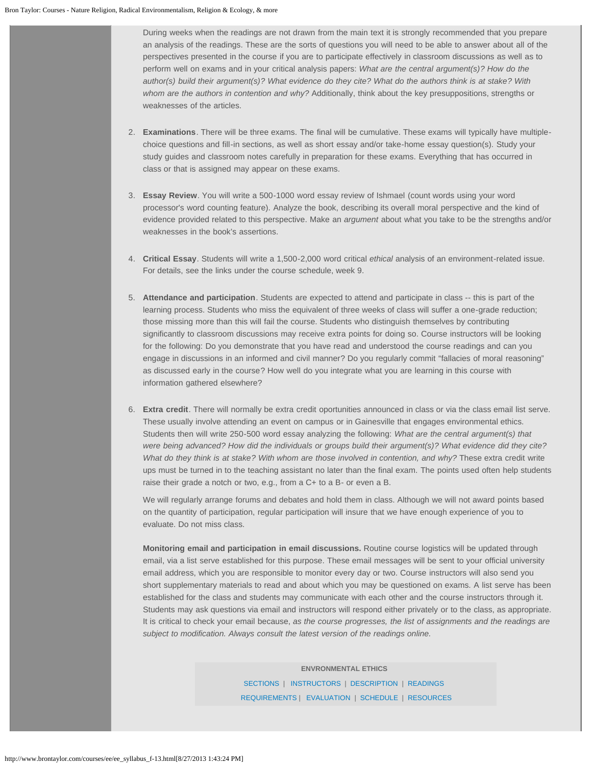During weeks when the readings are not drawn from the main text it is strongly recommended that you prepare an analysis of the readings. These are the sorts of questions you will need to be able to answer about all of the perspectives presented in the course if you are to participate effectively in classroom discussions as well as to perform well on exams and in your critical analysis papers: *What are the central argument(s)? How do the author(s) build their argument(s)? What evidence do they cite? What do the authors think is at stake? With whom are the authors in contention and why?* Additionally, think about the key presuppositions, strengths or weaknesses of the articles.

2. **Examinations**. There will be three exams. The final will be cumulative. These exams will typically have multiple-choice questions and fill-in sections, as well as short essay and/or take-home essay question(s). Study your study guides and classroom notes carefully in preparation for these exams. Everything that has occurred in class or that is assigned may appear on these exams.

3. **Essay Review**. You will write a 500-1000 word essay review of Ishmael (count words using your word processor's word counting feature). Analyze the book, describing its overall moral perspective and the kind of evidence provided related to this perspective. Make an *argument* about what you take to be the strengths and/or weaknesses in the book's assertions.

4. **Critical Essay**. Students will write a 1,500-2,000 word critical *ethical* analysis of an environment-related issue. For details, see the links under the course schedule, week 9.

5. **Attendance and participation**. Students are expected to attend and participate in class -- this is part of the learning process. Students who miss the equivalent of three weeks of class will suffer a one-grade reduction; those missing more than this will fail the course. Students who distinguish themselves by contributing significantly to classroom discussions may receive extra points for doing so. Course instructors will be looking for the following: Do you demonstrate that you have read and understood the course readings and can you engage in discussions in an informed and civil manner? Do you regularly commit "fallacies of moral reasoning" as discussed early in the course? How well do you integrate what you are learning in this course with information gathered elsewhere?

6. **Extra credit**. There will normally be extra credit oportunities announced in class or via the class email list serve. These usually involve attending an event on campus or in Gainesville that engages environmental ethics. Students then will write 250-500 word essay analyzing the following: *What are the central argument(s) that were being advanced? How did the individuals or groups build their argument(s)? What evidence did they cite? What do they think is at stake? With whom are those involved in contention, and why?* These extra credit write ups must be turned in to the teaching assistant no later than the final exam. The points used often help students raise their grade a notch or two, e.g., from a C+ to a B- or even a B.

   We will regularly arrange forums and debates and hold them in class. Although we will not award points based on the quantity of participation, regular participation will insure that we have enough experience of you to evaluate. Do not miss class.

   **Monitoring email and participation in email discussions.** Routine course logistics will be updated through email, via a list serve established for this purpose. These email messages will be sent to your official university email address, which you are responsible to monitor every day or two. Course instructors will also send you short supplementary materials to read and about which you may be questioned on exams. A list serve has been established for the class and students may communicate with each other and the course instructors through it. Students may ask questions via email and instructors will respond either privately or to the class, as appropriate. It is critical to check your email because, *as the course progresses, the list of assignments and the readings are subject to modification. Always consult the latest version of the readings online.*

**ENVRONMENTAL ETHICS**

SECTIONS | INSTRUCTORS | DESCRIPTION | READINGS
REQUIREMENTS | EVALUATION | SCHEDULE | RESOURCES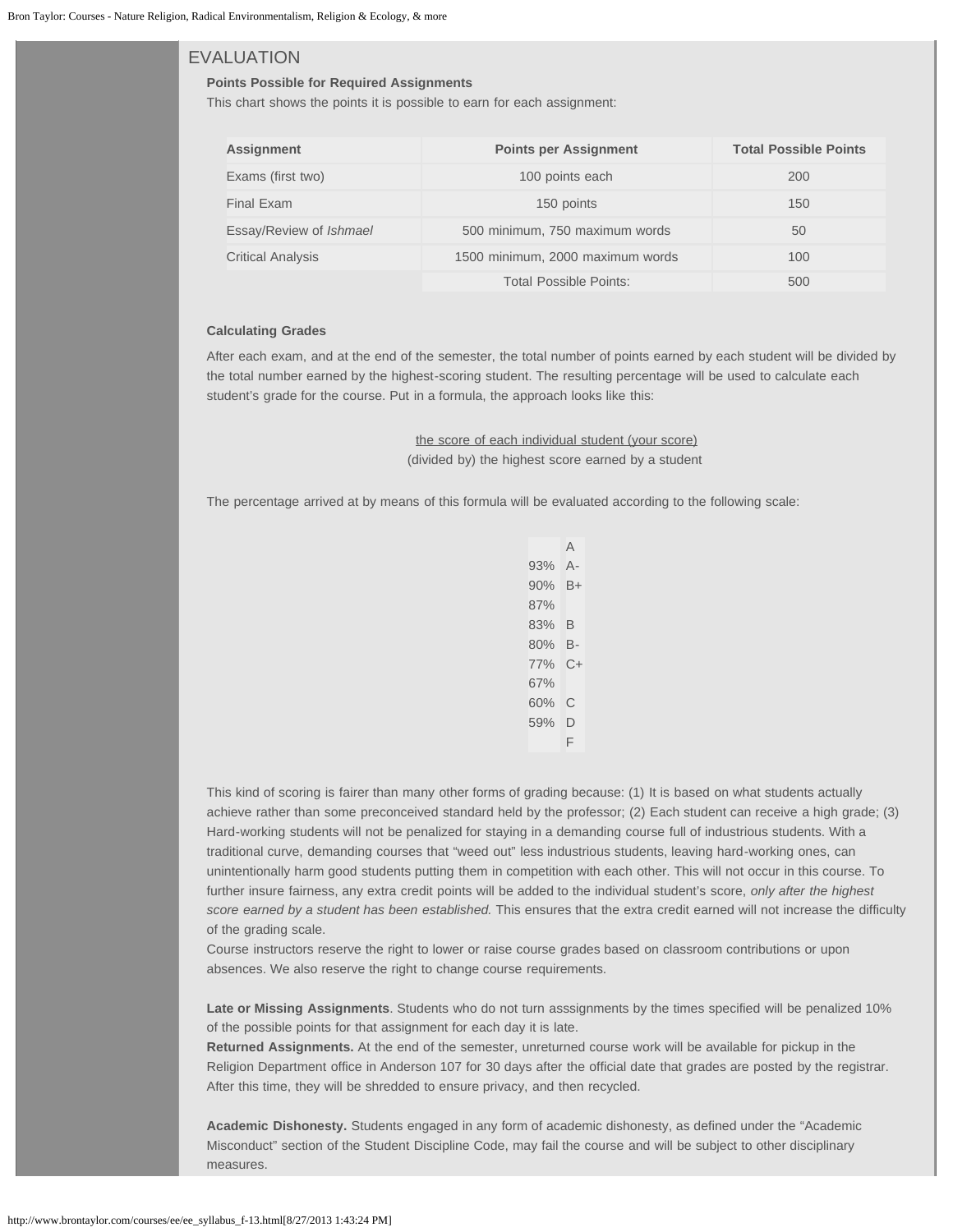## EVALUATION

**Points Possible for Required Assignments**

This chart shows the points it is possible to earn for each assignment:

| Assignment | Points per Assignment | Total Possible Points |
|---|---|---|
| Exams (first two) | 100 points each | 200 |
| Final Exam | 150 points | 150 |
| Essay/Review of *Ishmael* | 500 minimum, 750 maximum words | 50 |
| Critical Analysis | 1500 minimum, 2000 maximum words | 100 |
| | Total Possible Points: | 500 |

**Calculating Grades**

After each exam, and at the end of the semester, the total number of points earned by each student will be divided by the total number earned by the highest-scoring student. The resulting percentage will be used to calculate each student's grade for the course. Put in a formula, the approach looks like this:

the score of each individual student (your score)
(divided by) the highest score earned by a student

The percentage arrived at by means of this formula will be evaluated according to the following scale:

| | |
|---|---|
| | A |
| 93% | A- |
| 90% | B+ |
| 87% | |
| 83% | B |
| 80% | B- |
| 77% | C+ |
| 67% | |
| 60% | C |
| 59% | D |
| | F |

This kind of scoring is fairer than many other forms of grading because: (1) It is based on what students actually achieve rather than some preconceived standard held by the professor; (2) Each student can receive a high grade; (3) Hard-working students will not be penalized for staying in a demanding course full of industrious students. With a traditional curve, demanding courses that "weed out" less industrious students, leaving hard-working ones, can unintentionally harm good students putting them in competition with each other. This will not occur in this course. To further insure fairness, any extra credit points will be added to the individual student's score, *only after the highest score earned by a student has been established.* This ensures that the extra credit earned will not increase the difficulty of the grading scale.

Course instructors reserve the right to lower or raise course grades based on classroom contributions or upon absences. We also reserve the right to change course requirements.

**Late or Missing Assignments**. Students who do not turn asssignments by the times specified will be penalized 10% of the possible points for that assignment for each day it is late.

**Returned Assignments.** At the end of the semester, unreturned course work will be available for pickup in the Religion Department office in Anderson 107 for 30 days after the official date that grades are posted by the registrar. After this time, they will be shredded to ensure privacy, and then recycled.

**Academic Dishonesty.** Students engaged in any form of academic dishonesty, as defined under the "Academic Misconduct" section of the Student Discipline Code, may fail the course and will be subject to other disciplinary measures.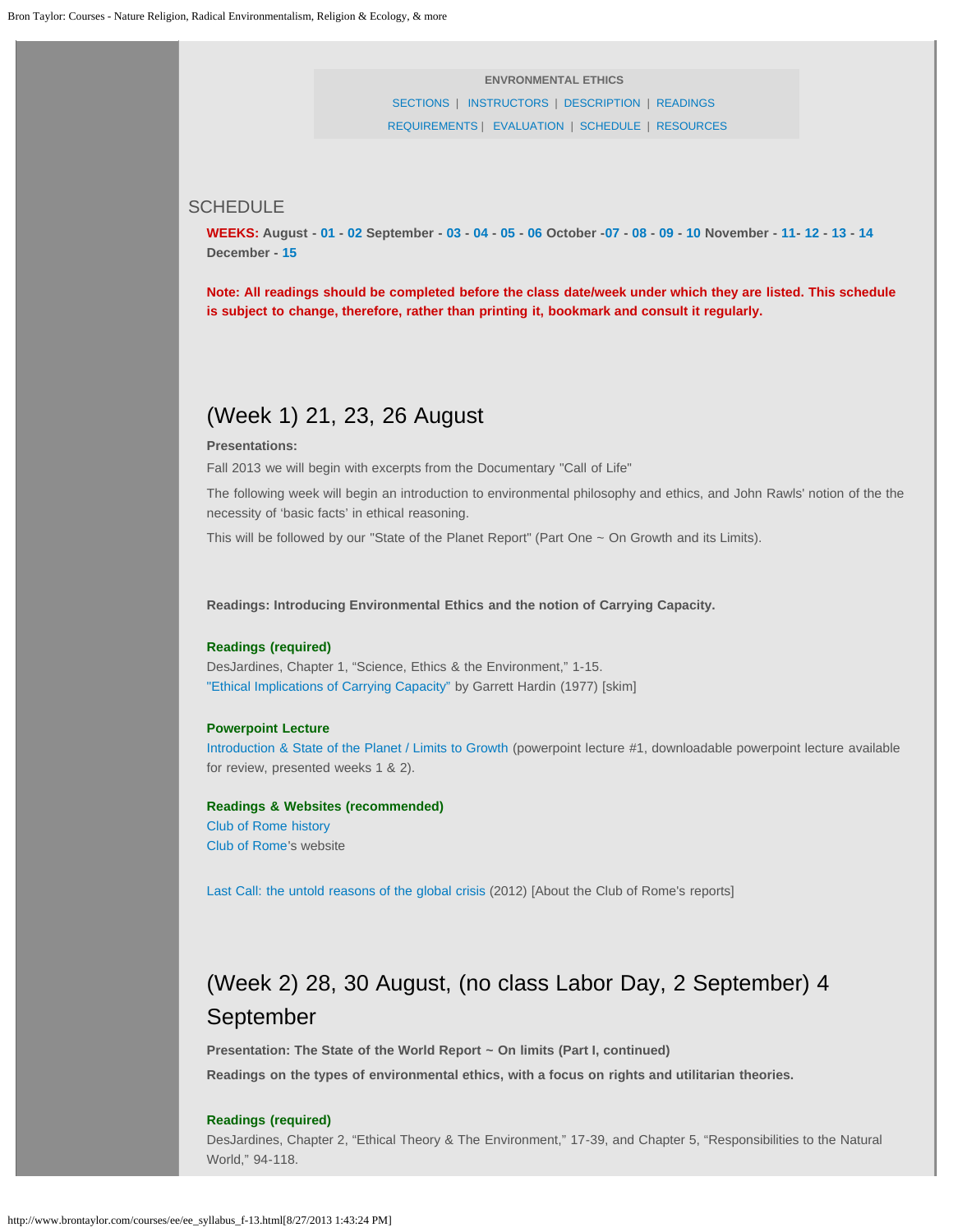**ENVRONMENTAL ETHICS**

SECTIONS | INSTRUCTORS | DESCRIPTION | READINGS
REQUIREMENTS | EVALUATION | SCHEDULE | RESOURCES

## SCHEDULE

**WEEKS: August - 01 - 02 September - 03 - 04 - 05 - 06 October -07 - 08 - 09 - 10 November - 11- 12 - 13 - 14 December - 15**

**Note: All readings should be completed before the class date/week under which they are listed. This schedule is subject to change, therefore, rather than printing it, bookmark and consult it regularly.**

## (Week 1) 21, 23, 26 August

**Presentations:**

Fall 2013 we will begin with excerpts from the Documentary "Call of Life"

The following week will begin an introduction to environmental philosophy and ethics, and John Rawls' notion of the the necessity of 'basic facts' in ethical reasoning.

This will be followed by our "State of the Planet Report" (Part One ~ On Growth and its Limits).

**Readings: Introducing Environmental Ethics and the notion of Carrying Capacity.**

**Readings (required)**
DesJardines, Chapter 1, "Science, Ethics & the Environment," 1-15.
"Ethical Implications of Carrying Capacity" by Garrett Hardin (1977) [skim]

**Powerpoint Lecture**
Introduction & State of the Planet / Limits to Growth (powerpoint lecture #1, downloadable powerpoint lecture available for review, presented weeks 1 & 2).

**Readings & Websites (recommended)**
Club of Rome history
Club of Rome's website

Last Call: the untold reasons of the global crisis (2012) [About the Club of Rome's reports]

## (Week 2) 28, 30 August, (no class Labor Day, 2 September) 4 September

**Presentation: The State of the World Report ~ On limits (Part I, continued)**

**Readings on the types of environmental ethics, with a focus on rights and utilitarian theories.**

**Readings (required)**
DesJardines, Chapter 2, "Ethical Theory & The Environment," 17-39, and Chapter 5, "Responsibilities to the Natural World," 94-118.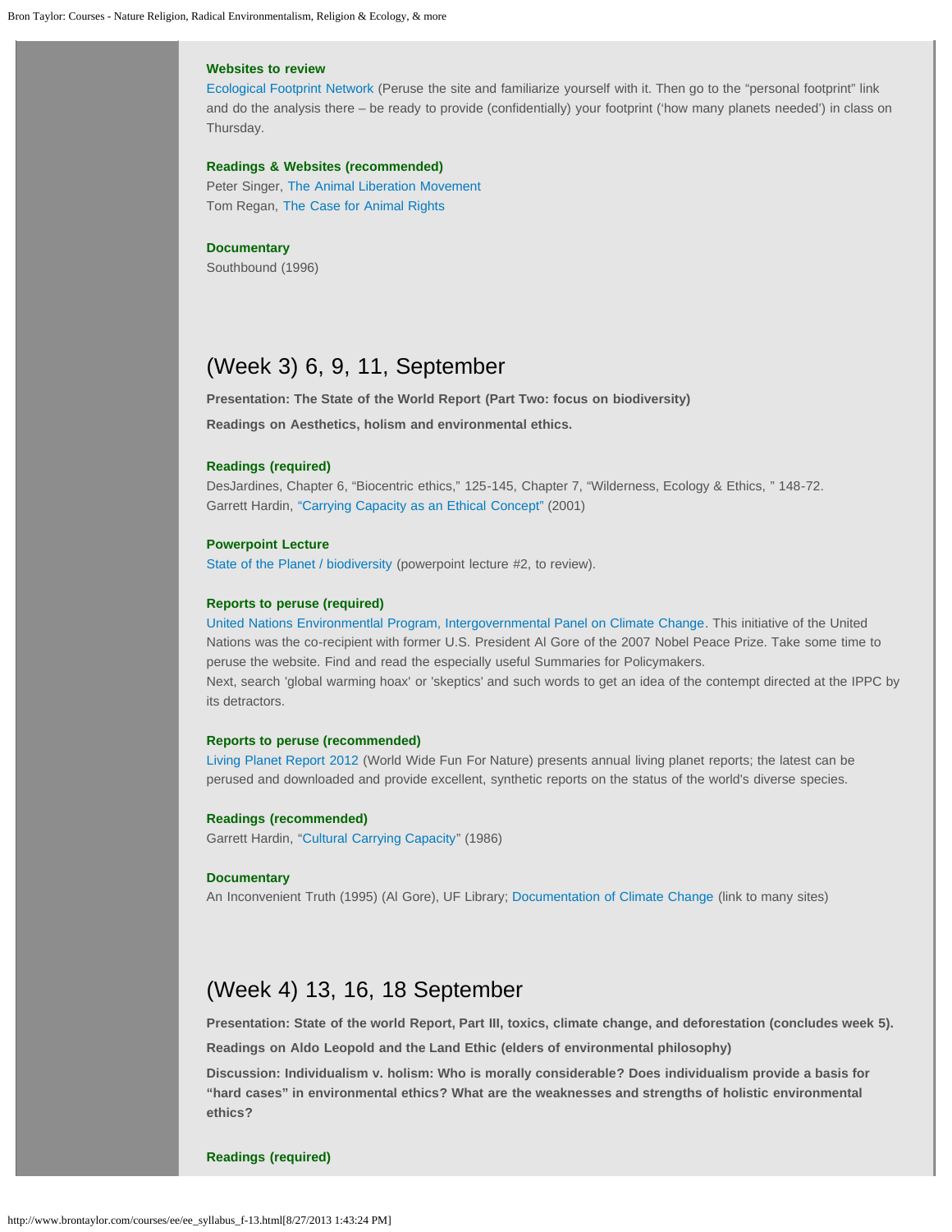#### Websites to review

Ecological Footprint Network (Peruse the site and familiarize yourself with it. Then go to the "personal footprint" link and do the analysis there – be ready to provide (confidentially) your footprint ('how many planets needed') in class on Thursday.

#### Readings & Websites (recommended)

Peter Singer, The Animal Liberation Movement
Tom Regan, The Case for Animal Rights

#### Documentary

Southbound (1996)

## (Week 3) 6, 9, 11, September

**Presentation: The State of the World Report (Part Two: focus on biodiversity)**

**Readings on Aesthetics, holism and environmental ethics.**

#### Readings (required)

DesJardines, Chapter 6, "Biocentric ethics," 125-145, Chapter 7, "Wilderness, Ecology & Ethics, " 148-72.
Garrett Hardin, "Carrying Capacity as an Ethical Concept" (2001)

#### Powerpoint Lecture

State of the Planet / biodiversity (powerpoint lecture #2, to review).

#### Reports to peruse (required)

United Nations Environmentlal Program, Intergovernmental Panel on Climate Change. This initiative of the United Nations was the co-recipient with former U.S. President Al Gore of the 2007 Nobel Peace Prize. Take some time to peruse the website. Find and read the especially useful Summaries for Policymakers.
Next, search 'global warming hoax' or 'skeptics' and such words to get an idea of the contempt directed at the IPPC by its detractors.

#### Reports to peruse (recommended)

Living Planet Report 2012 (World Wide Fun For Nature) presents annual living planet reports; the latest can be perused and downloaded and provide excellent, synthetic reports on the status of the world's diverse species.

#### Readings (recommended)

Garrett Hardin, "Cultural Carrying Capacity" (1986)

#### Documentary

An Inconvenient Truth (1995) (Al Gore), UF Library; Documentation of Climate Change (link to many sites)

## (Week 4) 13, 16, 18 September

**Presentation: State of the world Report, Part III, toxics, climate change, and deforestation (concludes week 5).**

**Readings on Aldo Leopold and the Land Ethic (elders of environmental philosophy)**

**Discussion: Individualism v. holism: Who is morally considerable? Does individualism provide a basis for "hard cases" in environmental ethics? What are the weaknesses and strengths of holistic environmental ethics?**

#### Readings (required)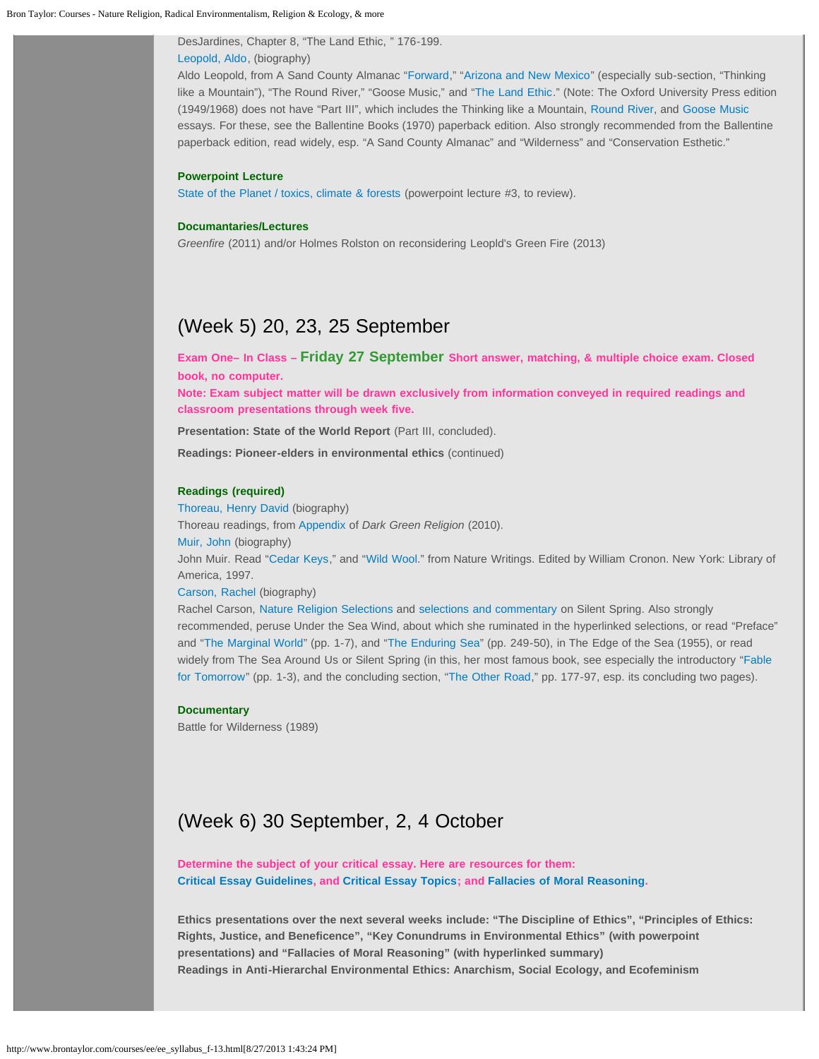DesJardines, Chapter 8, "The Land Ethic, " 176-199.

Leopold, Aldo, (biography)

Aldo Leopold, from A Sand County Almanac "Forward," "Arizona and New Mexico" (especially sub-section, "Thinking like a Mountain"), "The Round River," "Goose Music," and "The Land Ethic." (Note: The Oxford University Press edition (1949/1968) does not have "Part III", which includes the Thinking like a Mountain, Round River, and Goose Music essays. For these, see the Ballentine Books (1970) paperback edition. Also strongly recommended from the Ballentine paperback edition, read widely, esp. "A Sand County Almanac" and "Wilderness" and "Conservation Esthetic."

**Powerpoint Lecture**

State of the Planet / toxics, climate & forests (powerpoint lecture #3, to review).

**Documantaries/Lectures**

*Greenfire* (2011) and/or Holmes Rolston on reconsidering Leopld's Green Fire (2013)

## (Week 5) 20, 23, 25 September

**Exam One– In Class – Friday 27 September Short answer, matching, & multiple choice exam. Closed book, no computer.**

**Note: Exam subject matter will be drawn exclusively from information conveyed in required readings and classroom presentations through week five.**

**Presentation: State of the World Report** (Part III, concluded).

**Readings: Pioneer-elders in environmental ethics** (continued)

**Readings (required)**

Thoreau, Henry David (biography)

Thoreau readings, from Appendix of *Dark Green Religion* (2010).

Muir, John (biography)

John Muir. Read "Cedar Keys," and "Wild Wool." from Nature Writings. Edited by William Cronon. New York: Library of America, 1997.

Carson, Rachel (biography)

Rachel Carson, Nature Religion Selections and selections and commentary on Silent Spring. Also strongly recommended, peruse Under the Sea Wind, about which she ruminated in the hyperlinked selections, or read "Preface" and "The Marginal World" (pp. 1-7), and "The Enduring Sea" (pp. 249-50), in The Edge of the Sea (1955), or read widely from The Sea Around Us or Silent Spring (in this, her most famous book, see especially the introductory "Fable for Tomorrow" (pp. 1-3), and the concluding section, "The Other Road," pp. 177-97, esp. its concluding two pages).

**Documentary**

Battle for Wilderness (1989)

## (Week 6) 30 September, 2, 4 October

**Determine the subject of your critical essay. Here are resources for them: Critical Essay Guidelines, and Critical Essay Topics; and Fallacies of Moral Reasoning.**

**Ethics presentations over the next several weeks include: "The Discipline of Ethics", "Principles of Ethics: Rights, Justice, and Beneficence", "Key Conundrums in Environmental Ethics" (with powerpoint presentations) and "Fallacies of Moral Reasoning" (with hyperlinked summary)**

**Readings in Anti-Hierarchal Environmental Ethics: Anarchism, Social Ecology, and Ecofeminism**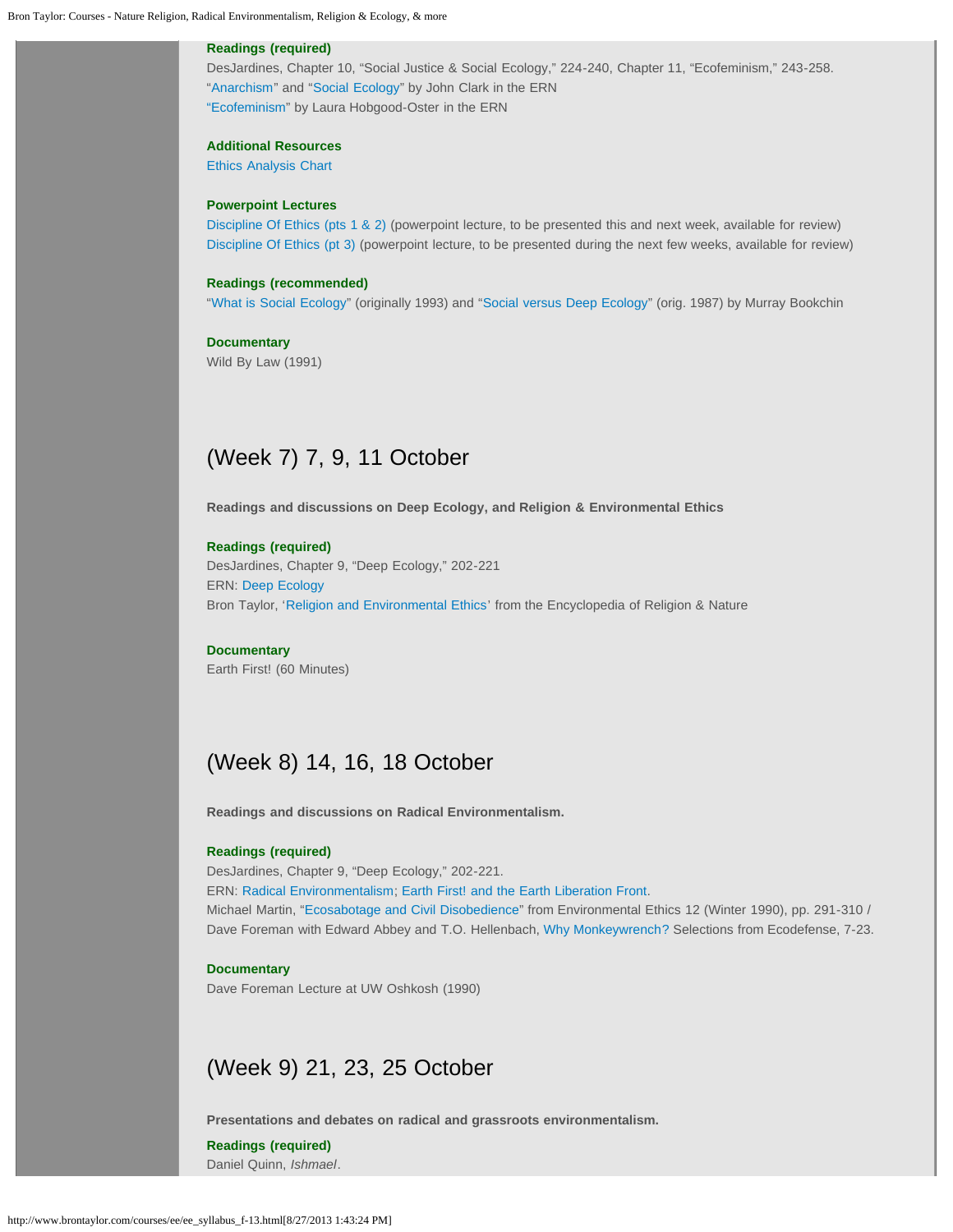**Readings (required)**
DesJardines, Chapter 10, "Social Justice & Social Ecology," 224-240, Chapter 11, "Ecofeminism," 243-258.
"Anarchism" and "Social Ecology" by John Clark in the ERN
"Ecofeminism" by Laura Hobgood-Oster in the ERN

**Additional Resources**
Ethics Analysis Chart

**Powerpoint Lectures**
Discipline Of Ethics (pts 1 & 2) (powerpoint lecture, to be presented this and next week, available for review)
Discipline Of Ethics (pt 3) (powerpoint lecture, to be presented during the next few weeks, available for review)

**Readings (recommended)**
"What is Social Ecology" (originally 1993) and "Social versus Deep Ecology" (orig. 1987) by Murray Bookchin

**Documentary**
Wild By Law (1991)

## (Week 7) 7, 9, 11 October

**Readings and discussions on Deep Ecology, and Religion & Environmental Ethics**

**Readings (required)**
DesJardines, Chapter 9, "Deep Ecology," 202-221
ERN: Deep Ecology
Bron Taylor, 'Religion and Environmental Ethics' from the Encyclopedia of Religion & Nature

**Documentary**
Earth First! (60 Minutes)

## (Week 8) 14, 16, 18 October

**Readings and discussions on Radical Environmentalism.**

**Readings (required)**
DesJardines, Chapter 9, "Deep Ecology," 202-221.
ERN: Radical Environmentalism; Earth First! and the Earth Liberation Front.
Michael Martin, "Ecosabotage and Civil Disobedience" from Environmental Ethics 12 (Winter 1990), pp. 291-310 / Dave Foreman with Edward Abbey and T.O. Hellenbach, Why Monkeywrench? Selections from Ecodefense, 7-23.

**Documentary**
Dave Foreman Lecture at UW Oshkosh (1990)

## (Week 9) 21, 23, 25 October

**Presentations and debates on radical and grassroots environmentalism.**

**Readings (required)**
Daniel Quinn, *Ishmael*.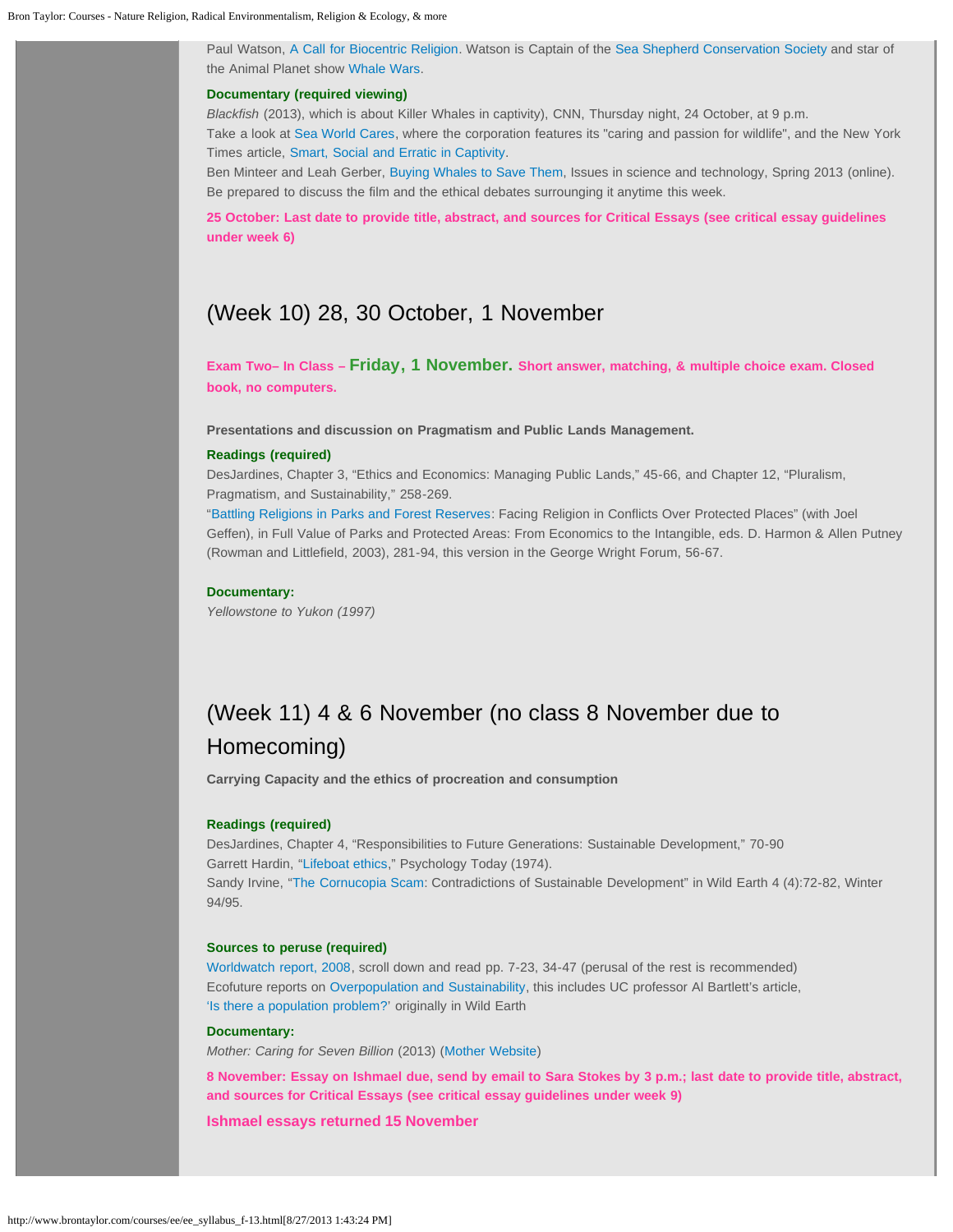Paul Watson, A Call for Biocentric Religion. Watson is Captain of the Sea Shepherd Conservation Society and star of the Animal Planet show Whale Wars.

**Documentary (required viewing)**

*Blackfish* (2013), which is about Killer Whales in captivity), CNN, Thursday night, 24 October, at 9 p.m.

Take a look at Sea World Cares, where the corporation features its "caring and passion for wildlife", and the New York Times article, Smart, Social and Erratic in Captivity.

Ben Minteer and Leah Gerber, Buying Whales to Save Them, Issues in science and technology, Spring 2013 (online).

Be prepared to discuss the film and the ethical debates surrounging it anytime this week.

**25 October: Last date to provide title, abstract, and sources for Critical Essays (see critical essay guidelines under week 6)**

## (Week 10) 28, 30 October, 1 November

**Exam Two– In Class – Friday, 1 November. Short answer, matching, & multiple choice exam. Closed book, no computers.**

**Presentations and discussion on Pragmatism and Public Lands Management.**

**Readings (required)**

DesJardines, Chapter 3, "Ethics and Economics: Managing Public Lands," 45-66, and Chapter 12, "Pluralism, Pragmatism, and Sustainability," 258-269.

"Battling Religions in Parks and Forest Reserves: Facing Religion in Conflicts Over Protected Places" (with Joel Geffen), in Full Value of Parks and Protected Areas: From Economics to the Intangible, eds. D. Harmon & Allen Putney (Rowman and Littlefield, 2003), 281-94, this version in the George Wright Forum, 56-67.

**Documentary:**

*Yellowstone to Yukon (1997)*

## (Week 11) 4 & 6 November (no class 8 November due to Homecoming)

**Carrying Capacity and the ethics of procreation and consumption**

**Readings (required)**

DesJardines, Chapter 4, "Responsibilities to Future Generations: Sustainable Development," 70-90

Garrett Hardin, "Lifeboat ethics," Psychology Today (1974).

Sandy Irvine, "The Cornucopia Scam: Contradictions of Sustainable Development" in Wild Earth 4 (4):72-82, Winter 94/95.

**Sources to peruse (required)**

Worldwatch report, 2008, scroll down and read pp. 7-23, 34-47 (perusal of the rest is recommended)

Ecofuture reports on Overpopulation and Sustainability, this includes UC professor Al Bartlett's article, 'Is there a population problem?' originally in Wild Earth

**Documentary:**

*Mother: Caring for Seven Billion* (2013) (Mother Website)

**8 November: Essay on Ishmael due, send by email to Sara Stokes by 3 p.m.; last date to provide title, abstract, and sources for Critical Essays (see critical essay guidelines under week 9)**

**Ishmael essays returned 15 November**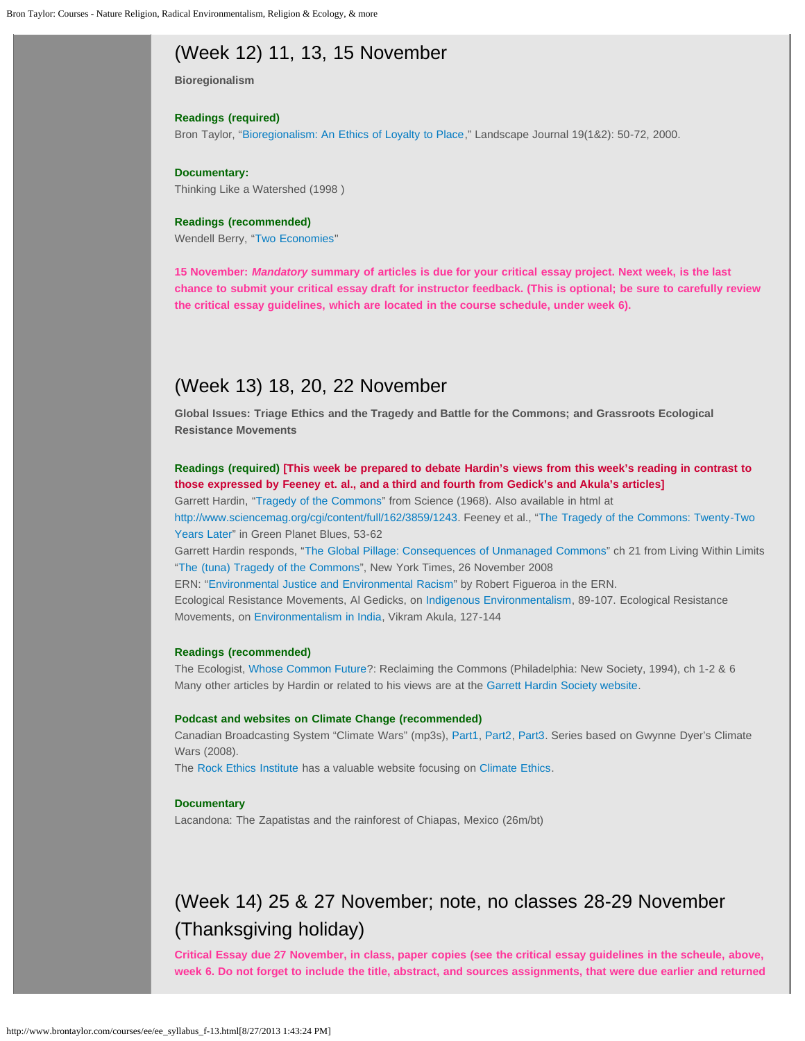## (Week 12) 11, 13, 15 November

**Bioregionalism**

**Readings (required)**
Bron Taylor, "Bioregionalism: An Ethics of Loyalty to Place," Landscape Journal 19(1&2): 50-72, 2000.

**Documentary:**
Thinking Like a Watershed (1998 )

**Readings (recommended)**
Wendell Berry, "Two Economies"

**15 November: *Mandatory* summary of articles is due for your critical essay project. Next week, is the last chance to submit your critical essay draft for instructor feedback. (This is optional; be sure to carefully review the critical essay guidelines, which are located in the course schedule, under week 6).**

## (Week 13) 18, 20, 22 November

**Global Issues: Triage Ethics and the Tragedy and Battle for the Commons; and Grassroots Ecological Resistance Movements**

**Readings (required) [This week be prepared to debate Hardin's views from this week's reading in contrast to those expressed by Feeney et. al., and a third and fourth from Gedick's and Akula's articles]**
Garrett Hardin, "Tragedy of the Commons" from Science (1968). Also available in html at http://www.sciencemag.org/cgi/content/full/162/3859/1243. Feeney et al., "The Tragedy of the Commons: Twenty-Two Years Later" in Green Planet Blues, 53-62
Garrett Hardin responds, "The Global Pillage: Consequences of Unmanaged Commons" ch 21 from Living Within Limits
"The (tuna) Tragedy of the Commons", New York Times, 26 November 2008
ERN: "Environmental Justice and Environmental Racism" by Robert Figueroa in the ERN.
Ecological Resistance Movements, Al Gedicks, on Indigenous Environmentalism, 89-107. Ecological Resistance Movements, on Environmentalism in India, Vikram Akula, 127-144

**Readings (recommended)**
The Ecologist, Whose Common Future?: Reclaiming the Commons (Philadelphia: New Society, 1994), ch 1-2 & 6
Many other articles by Hardin or related to his views are at the Garrett Hardin Society website.

**Podcast and websites on Climate Change (recommended)**
Canadian Broadcasting System "Climate Wars" (mp3s), Part1, Part2, Part3. Series based on Gwynne Dyer's Climate Wars (2008).
The Rock Ethics Institute has a valuable website focusing on Climate Ethics.

**Documentary**
Lacandona: The Zapatistas and the rainforest of Chiapas, Mexico (26m/bt)

## (Week 14) 25 & 27 November; note, no classes 28-29 November (Thanksgiving holiday)

**Critical Essay due 27 November, in class, paper copies (see the critical essay guidelines in the scheule, above, week 6. Do not forget to include the title, abstract, and sources assignments, that were due earlier and returned**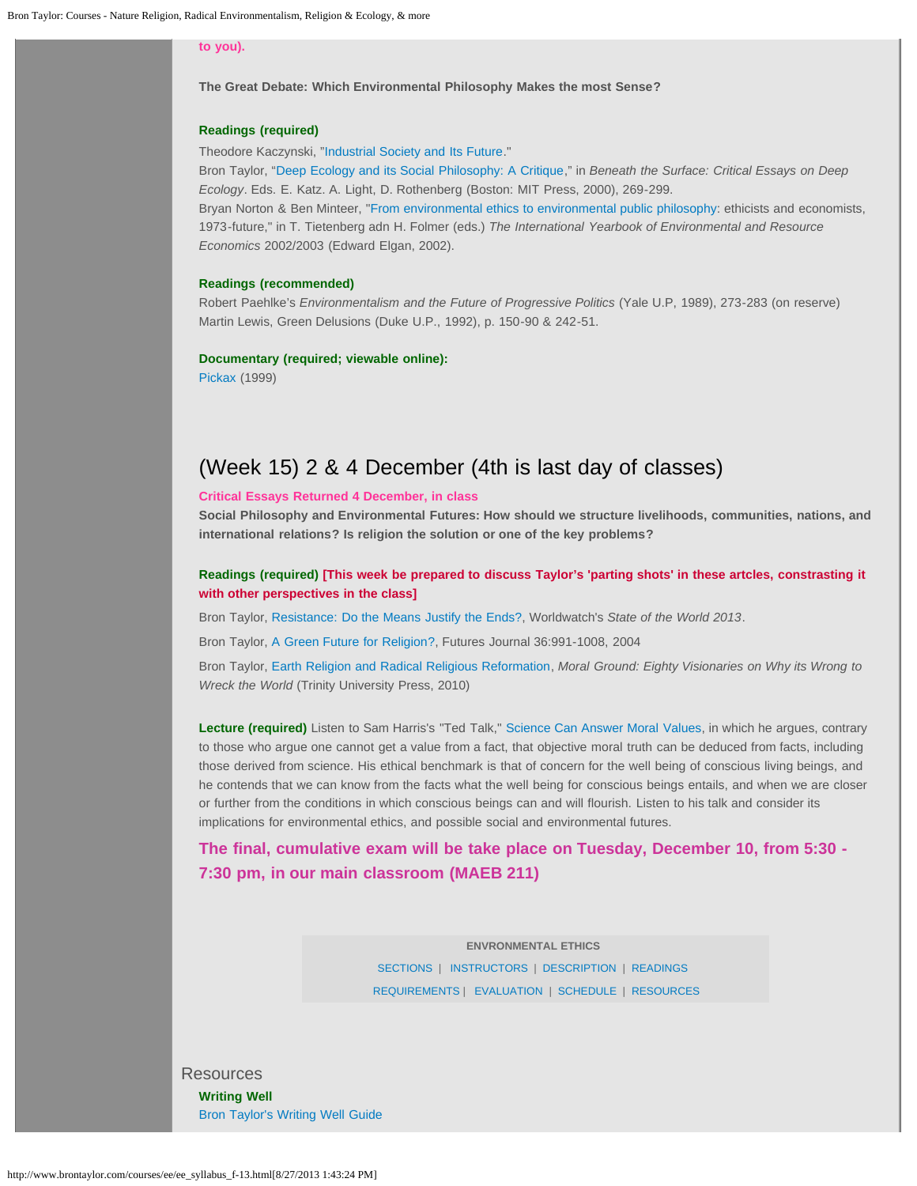to you).

**The Great Debate: Which Environmental Philosophy Makes the most Sense?**

**Readings (required)**

Theodore Kaczynski, "Industrial Society and Its Future."
Bron Taylor, "Deep Ecology and its Social Philosophy: A Critique," in *Beneath the Surface: Critical Essays on Deep Ecology*. Eds. E. Katz. A. Light, D. Rothenberg (Boston: MIT Press, 2000), 269-299.
Bryan Norton & Ben Minteer, "From environmental ethics to environmental public philosophy: ethicists and economists, 1973-future," in T. Tietenberg adn H. Folmer (eds.) *The International Yearbook of Environmental and Resource Economics* 2002/2003 (Edward Elgan, 2002).

**Readings (recommended)**

Robert Paehlke's *Environmentalism and the Future of Progressive Politics* (Yale U.P, 1989), 273-283 (on reserve)
Martin Lewis, Green Delusions (Duke U.P., 1992), p. 150-90 & 242-51.

**Documentary (required; viewable online):**

Pickax (1999)

## (Week 15) 2 & 4 December (4th is last day of classes)

**Critical Essays Returned 4 December, in class**

**Social Philosophy and Environmental Futures: How should we structure livelihoods, communities, nations, and international relations? Is religion the solution or one of the key problems?**

**Readings (required) [This week be prepared to discuss Taylor's 'parting shots' in these artcles, constrasting it with other perspectives in the class]**

Bron Taylor, Resistance: Do the Means Justify the Ends?, Worldwatch's *State of the World 2013*.

Bron Taylor, A Green Future for Religion?, Futures Journal 36:991-1008, 2004

Bron Taylor, Earth Religion and Radical Religious Reformation, *Moral Ground: Eighty Visionaries on Why its Wrong to Wreck the World* (Trinity University Press, 2010)

**Lecture (required)** Listen to Sam Harris's "Ted Talk," Science Can Answer Moral Values, in which he argues, contrary to those who argue one cannot get a value from a fact, that objective moral truth can be deduced from facts, including those derived from science. His ethical benchmark is that of concern for the well being of conscious living beings, and he contends that we can know from the facts what the well being for conscious beings entails, and when we are closer or further from the conditions in which conscious beings can and will flourish. Listen to his talk and consider its implications for environmental ethics, and possible social and environmental futures.

**The final, cumulative exam will be take place on Tuesday, December 10, from 5:30 - 7:30 pm, in our main classroom (MAEB 211)**

ENVRONMENTAL ETHICS
SECTIONS | INSTRUCTORS | DESCRIPTION | READINGS
REQUIREMENTS | EVALUATION | SCHEDULE | RESOURCES

## Resources

**Writing Well**

Bron Taylor's Writing Well Guide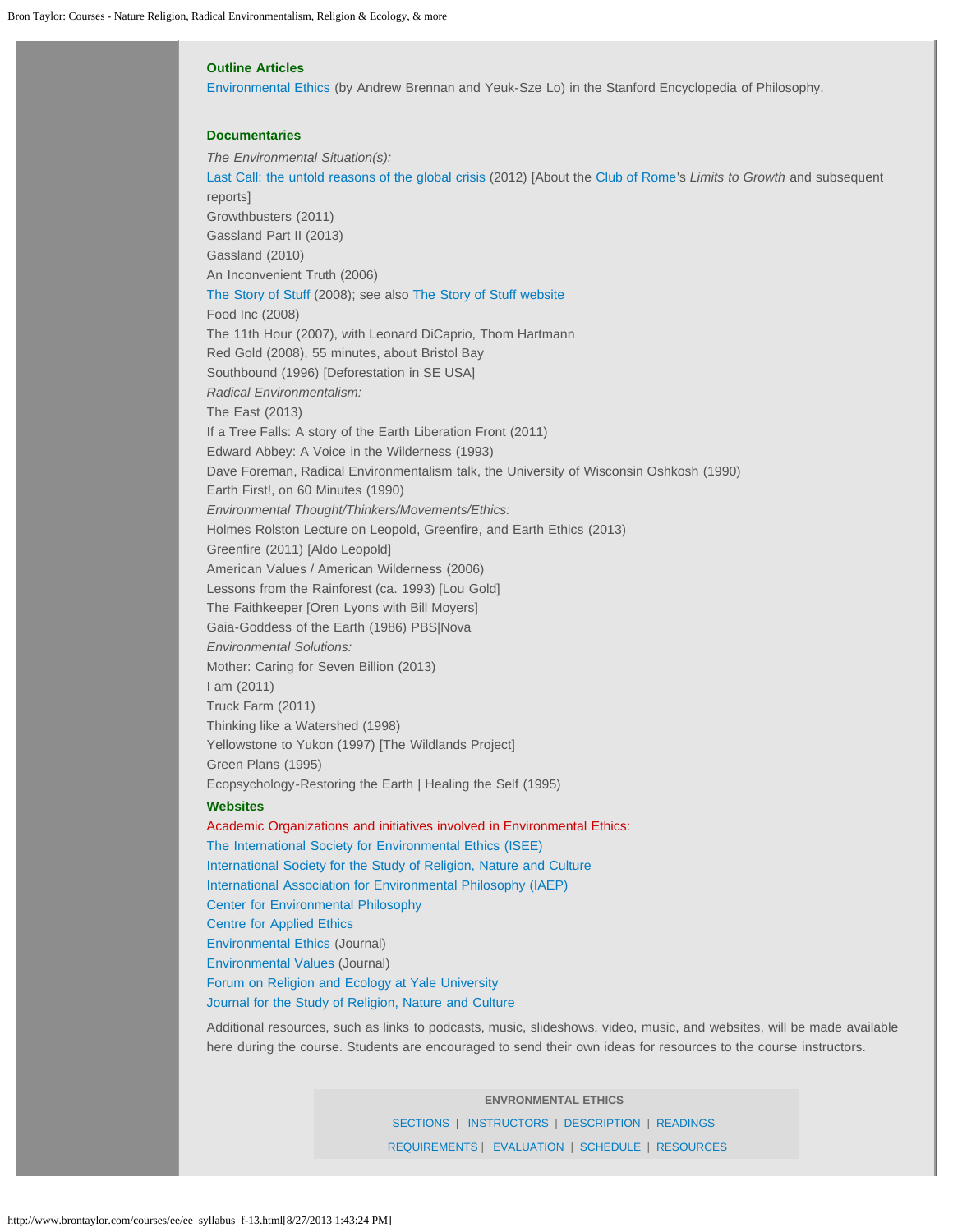### Outline Articles

Environmental Ethics (by Andrew Brennan and Yeuk-Sze Lo) in the Stanford Encyclopedia of Philosophy.

### Documentaries

*The Environmental Situation(s):*
Last Call: the untold reasons of the global crisis (2012) [About the Club of Rome's *Limits to Growth* and subsequent reports]
Growthbusters (2011)
Gassland Part II (2013)
Gassland (2010)
An Inconvenient Truth (2006)
The Story of Stuff (2008); see also The Story of Stuff website
Food Inc (2008)
The 11th Hour (2007), with Leonard DiCaprio, Thom Hartmann
Red Gold (2008), 55 minutes, about Bristol Bay
Southbound (1996) [Deforestation in SE USA]
*Radical Environmentalism:*
The East (2013)
If a Tree Falls: A story of the Earth Liberation Front (2011)
Edward Abbey: A Voice in the Wilderness (1993)
Dave Foreman, Radical Environmentalism talk, the University of Wisconsin Oshkosh (1990)
Earth First!, on 60 Minutes (1990)
*Environmental Thought/Thinkers/Movements/Ethics:*
Holmes Rolston Lecture on Leopold, Greenfire, and Earth Ethics (2013)
Greenfire (2011) [Aldo Leopold]
American Values / American Wilderness (2006)
Lessons from the Rainforest (ca. 1993) [Lou Gold]
The Faithkeeper [Oren Lyons with Bill Moyers]
Gaia-Goddess of the Earth (1986) PBS|Nova
*Environmental Solutions:*
Mother: Caring for Seven Billion (2013)
I am (2011)
Truck Farm (2011)
Thinking like a Watershed (1998)
Yellowstone to Yukon (1997) [The Wildlands Project]
Green Plans (1995)
Ecopsychology-Restoring the Earth | Healing the Self (1995)

### Websites

Academic Organizations and initiatives involved in Environmental Ethics:
The International Society for Environmental Ethics (ISEE)
International Society for the Study of Religion, Nature and Culture
International Association for Environmental Philosophy (IAEP)
Center for Environmental Philosophy
Centre for Applied Ethics
Environmental Ethics (Journal)
Environmental Values (Journal)
Forum on Religion and Ecology at Yale University
Journal for the Study of Religion, Nature and Culture

Additional resources, such as links to podcasts, music, slideshows, video, music, and websites, will be made available here during the course. Students are encouraged to send their own ideas for resources to the course instructors.

ENVRONMENTAL ETHICS

SECTIONS | INSTRUCTORS | DESCRIPTION | READINGS
REQUIREMENTS | EVALUATION | SCHEDULE | RESOURCES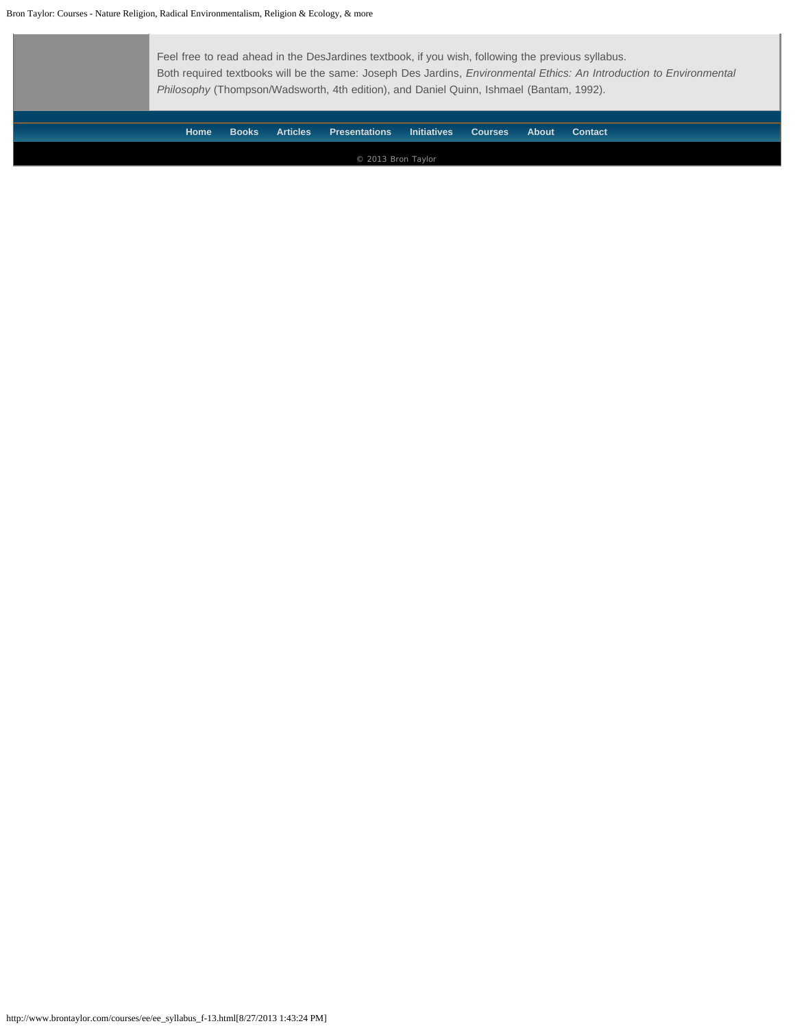Feel free to read ahead in the DesJardines textbook, if you wish, following the previous syllabus.
Both required textbooks will be the same: Joseph Des Jardins, *Environmental Ethics: An Introduction to Environmental Philosophy* (Thompson/Wadsworth, 4th edition), and Daniel Quinn, Ishmael (Bantam, 1992).

Home Books Articles Presentations Initiatives Courses About Contact

© 2013 Bron Taylor